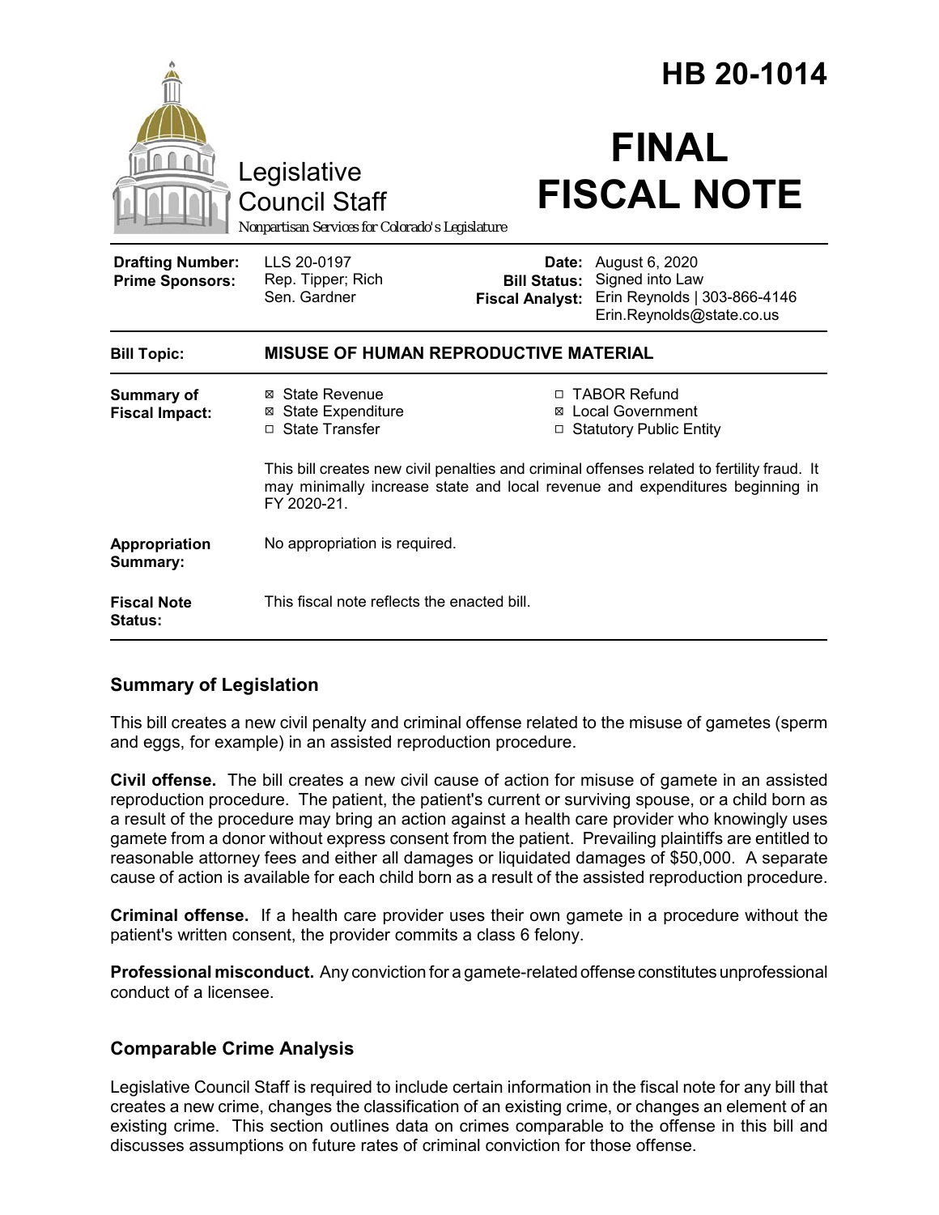# HB 20-1014

Legislative Council Staff

*Nonpartisan Services for Colorado's Legislature*

# FINAL FISCAL NOTE

| | | | |
|---|---|---|---|
| **Drafting Number:** | LLS 20-0197 | **Date:** | August 6, 2020 |
| **Prime Sponsors:** | Rep. Tipper; Rich<br>Sen. Gardner | **Bill Status:** | Signed into Law |
| | | **Fiscal Analyst:** | Erin Reynolds \| 303-866-4146<br>Erin.Reynolds@state.co.us |

| | |
|---|---|
| **Bill Topic:** | **MISUSE OF HUMAN REPRODUCTIVE MATERIAL** |
| **Summary of Fiscal Impact:** | ☒ State Revenue<br>☒ State Expenditure<br>☐ State Transfer<br>☐ TABOR Refund<br>☒ Local Government<br>☐ Statutory Public Entity<br><br>This bill creates new civil penalties and criminal offenses related to fertility fraud. It may minimally increase state and local revenue and expenditures beginning in FY 2020-21. |
| **Appropriation Summary:** | No appropriation is required. |
| **Fiscal Note Status:** | This fiscal note reflects the enacted bill. |

## Summary of Legislation

This bill creates a new civil penalty and criminal offense related to the misuse of gametes (sperm and eggs, for example) in an assisted reproduction procedure.

**Civil offense.** The bill creates a new civil cause of action for misuse of gamete in an assisted reproduction procedure. The patient, the patient's current or surviving spouse, or a child born as a result of the procedure may bring an action against a health care provider who knowingly uses gamete from a donor without express consent from the patient. Prevailing plaintiffs are entitled to reasonable attorney fees and either all damages or liquidated damages of $50,000. A separate cause of action is available for each child born as a result of the assisted reproduction procedure.

**Criminal offense.** If a health care provider uses their own gamete in a procedure without the patient's written consent, the provider commits a class 6 felony.

**Professional misconduct.** Any conviction for a gamete-related offense constitutes unprofessional conduct of a licensee.

## Comparable Crime Analysis

Legislative Council Staff is required to include certain information in the fiscal note for any bill that creates a new crime, changes the classification of an existing crime, or changes an element of an existing crime. This section outlines data on crimes comparable to the offense in this bill and discusses assumptions on future rates of criminal conviction for those offense.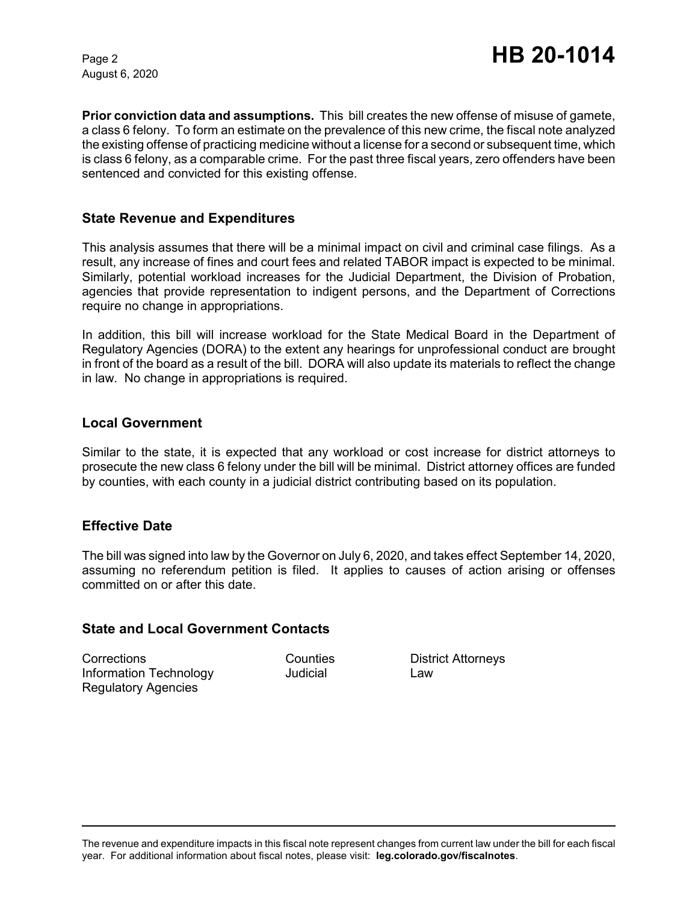**Prior conviction data and assumptions.** This bill creates the new offense of misuse of gamete, a class 6 felony. To form an estimate on the prevalence of this new crime, the fiscal note analyzed the existing offense of practicing medicine without a license for a second or subsequent time, which is class 6 felony, as a comparable crime. For the past three fiscal years, zero offenders have been sentenced and convicted for this existing offense.

## State Revenue and Expenditures

This analysis assumes that there will be a minimal impact on civil and criminal case filings. As a result, any increase of fines and court fees and related TABOR impact is expected to be minimal. Similarly, potential workload increases for the Judicial Department, the Division of Probation, agencies that provide representation to indigent persons, and the Department of Corrections require no change in appropriations.

In addition, this bill will increase workload for the State Medical Board in the Department of Regulatory Agencies (DORA) to the extent any hearings for unprofessional conduct are brought in front of the board as a result of the bill. DORA will also update its materials to reflect the change in law. No change in appropriations is required.

## Local Government

Similar to the state, it is expected that any workload or cost increase for district attorneys to prosecute the new class 6 felony under the bill will be minimal. District attorney offices are funded by counties, with each county in a judicial district contributing based on its population.

## Effective Date

The bill was signed into law by the Governor on July 6, 2020, and takes effect September 14, 2020, assuming no referendum petition is filed. It applies to causes of action arising or offenses committed on or after this date.

## State and Local Government Contacts

| | | |
|---|---|---|
| Corrections | Counties | District Attorneys |
| Information Technology | Judicial | Law |
| Regulatory Agencies | | |

The revenue and expenditure impacts in this fiscal note represent changes from current law under the bill for each fiscal year. For additional information about fiscal notes, please visit: **leg.colorado.gov/fiscalnotes**.